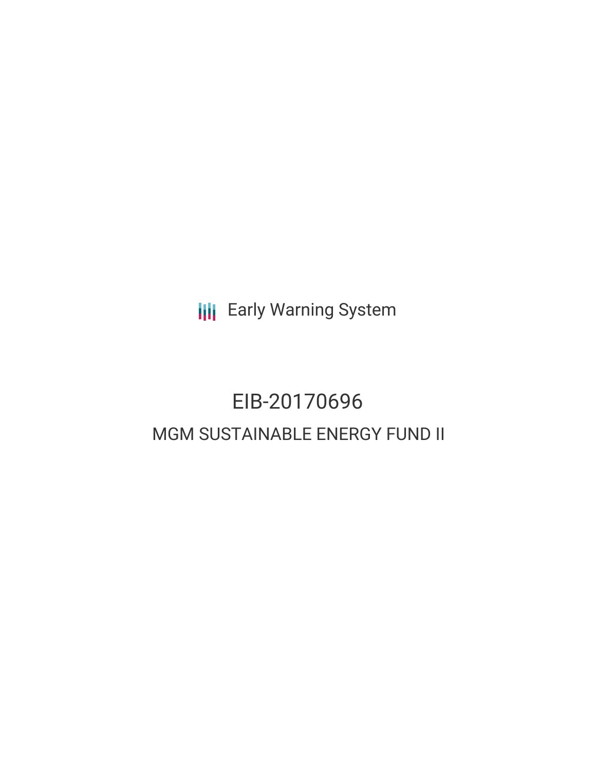Early Warning System

# EIB-20170696

## MGM SUSTAINABLE ENERGY FUND II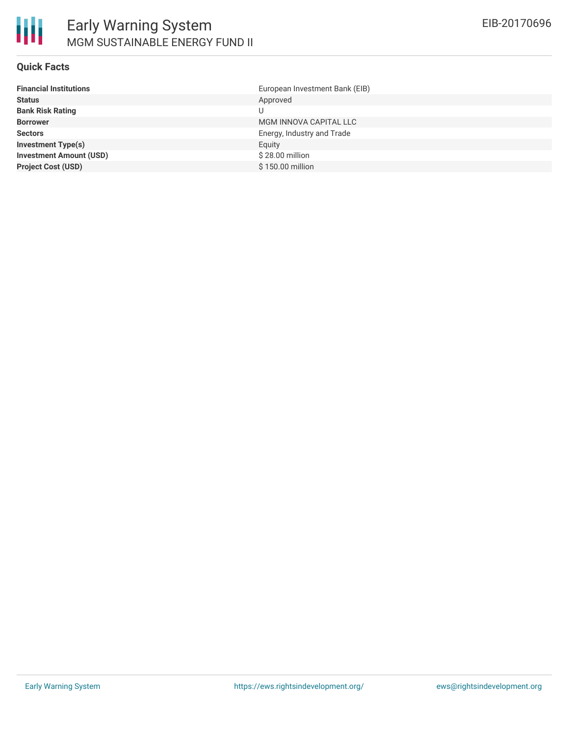## Quick Facts

| | |
|---|---|
| **Financial Institutions** | European Investment Bank (EIB) |
| **Status** | Approved |
| **Bank Risk Rating** | U |
| **Borrower** | MGM INNOVA CAPITAL LLC |
| **Sectors** | Energy, Industry and Trade |
| **Investment Type(s)** | Equity |
| **Investment Amount (USD)** | $ 28.00 million |
| **Project Cost (USD)** | $ 150.00 million |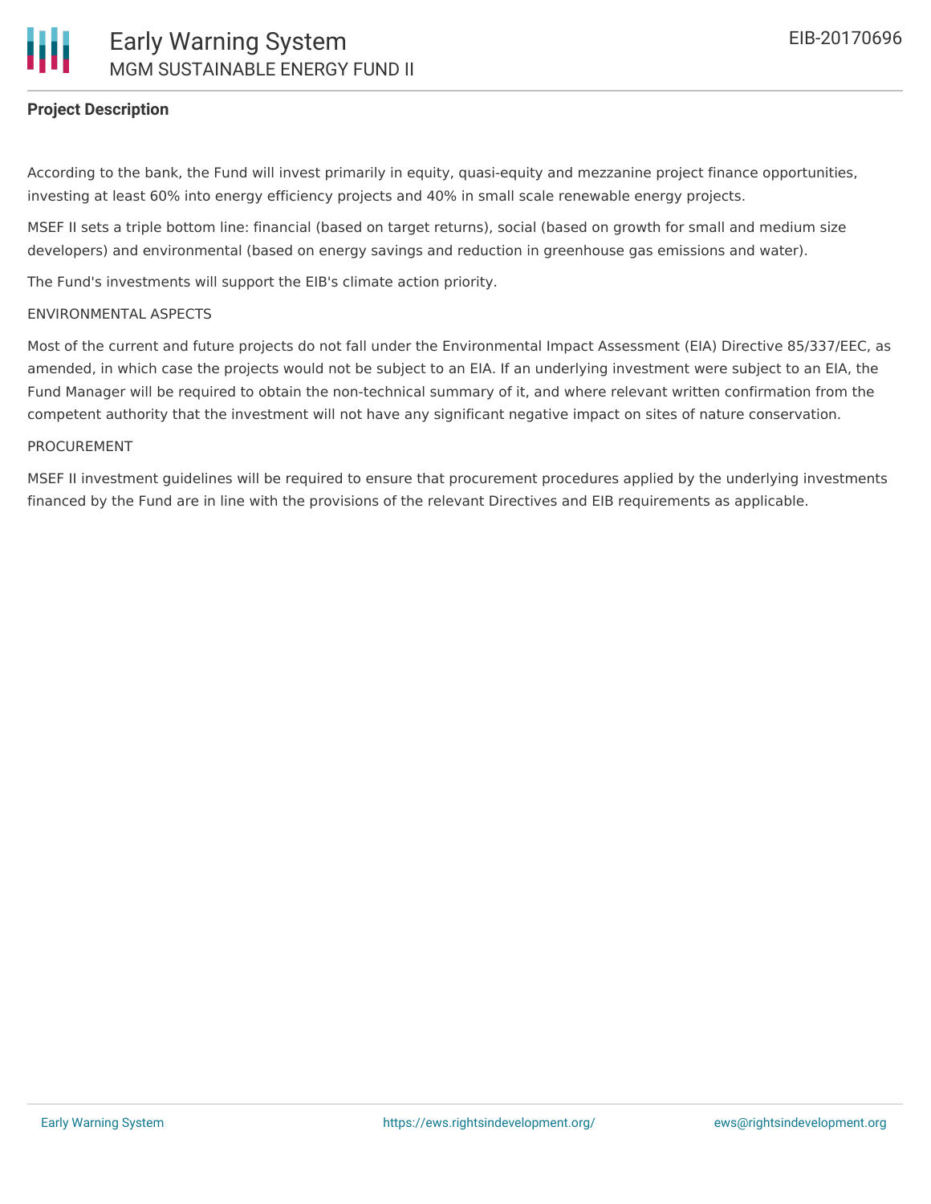**Project Description**

According to the bank, the Fund will invest primarily in equity, quasi-equity and mezzanine project finance opportunities, investing at least 60% into energy efficiency projects and 40% in small scale renewable energy projects.

MSEF II sets a triple bottom line: financial (based on target returns), social (based on growth for small and medium size developers) and environmental (based on energy savings and reduction in greenhouse gas emissions and water).

The Fund's investments will support the EIB's climate action priority.

ENVIRONMENTAL ASPECTS

Most of the current and future projects do not fall under the Environmental Impact Assessment (EIA) Directive 85/337/EEC, as amended, in which case the projects would not be subject to an EIA. If an underlying investment were subject to an EIA, the Fund Manager will be required to obtain the non-technical summary of it, and where relevant written confirmation from the competent authority that the investment will not have any significant negative impact on sites of nature conservation.

PROCUREMENT

MSEF II investment guidelines will be required to ensure that procurement procedures applied by the underlying investments financed by the Fund are in line with the provisions of the relevant Directives and EIB requirements as applicable.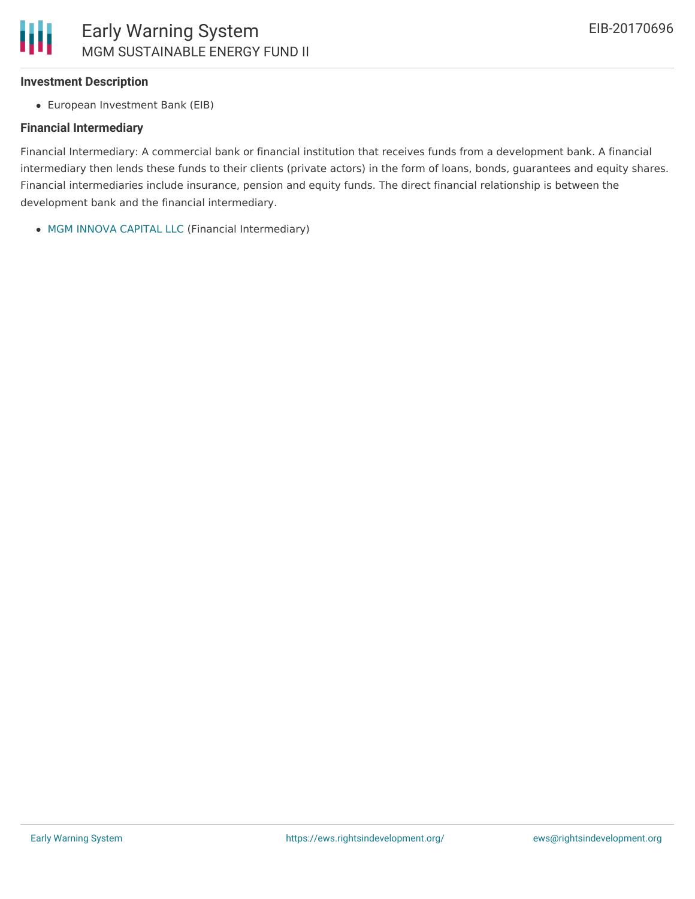### Investment Description

- European Investment Bank (EIB)

### Financial Intermediary

Financial Intermediary: A commercial bank or financial institution that receives funds from a development bank. A financial intermediary then lends these funds to their clients (private actors) in the form of loans, bonds, guarantees and equity shares. Financial intermediaries include insurance, pension and equity funds. The direct financial relationship is between the development bank and the financial intermediary.

- MGM INNOVA CAPITAL LLC (Financial Intermediary)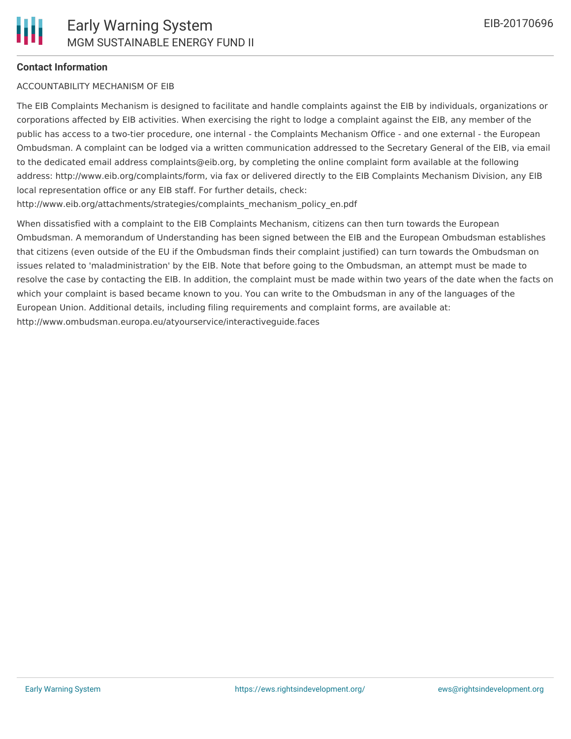**Contact Information**

ACCOUNTABILITY MECHANISM OF EIB

The EIB Complaints Mechanism is designed to facilitate and handle complaints against the EIB by individuals, organizations or corporations affected by EIB activities. When exercising the right to lodge a complaint against the EIB, any member of the public has access to a two-tier procedure, one internal - the Complaints Mechanism Office - and one external - the European Ombudsman. A complaint can be lodged via a written communication addressed to the Secretary General of the EIB, via email to the dedicated email address complaints@eib.org, by completing the online complaint form available at the following address: http://www.eib.org/complaints/form, via fax or delivered directly to the EIB Complaints Mechanism Division, any EIB local representation office or any EIB staff. For further details, check: http://www.eib.org/attachments/strategies/complaints_mechanism_policy_en.pdf

When dissatisfied with a complaint to the EIB Complaints Mechanism, citizens can then turn towards the European Ombudsman. A memorandum of Understanding has been signed between the EIB and the European Ombudsman establishes that citizens (even outside of the EU if the Ombudsman finds their complaint justified) can turn towards the Ombudsman on issues related to 'maladministration' by the EIB. Note that before going to the Ombudsman, an attempt must be made to resolve the case by contacting the EIB. In addition, the complaint must be made within two years of the date when the facts on which your complaint is based became known to you. You can write to the Ombudsman in any of the languages of the European Union. Additional details, including filing requirements and complaint forms, are available at: http://www.ombudsman.europa.eu/atyourservice/interactiveguide.faces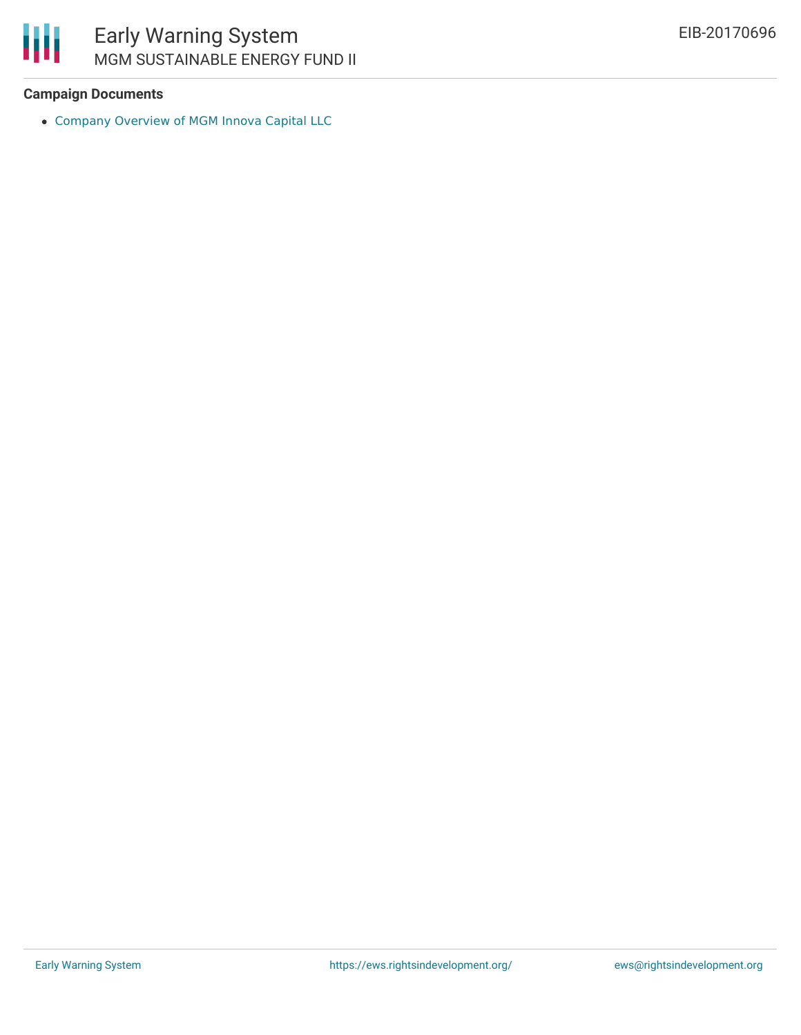**Campaign Documents**

- Company Overview of MGM Innova Capital LLC